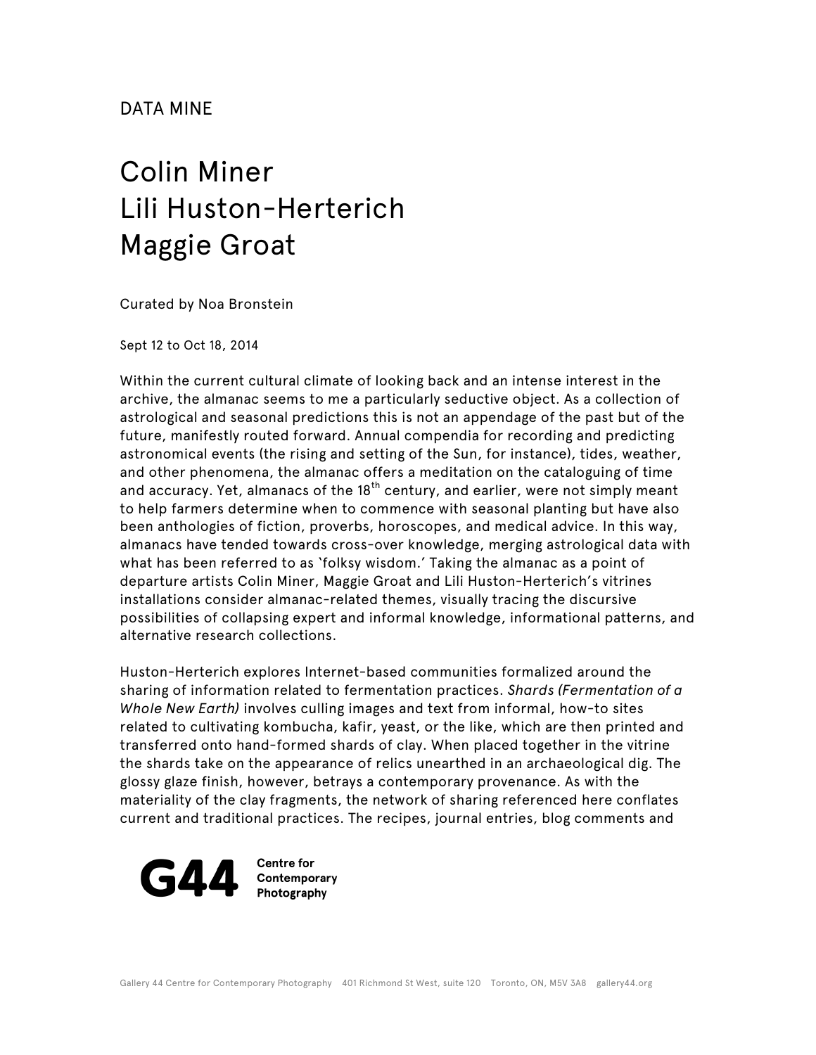DATA MINE

# Colin Miner
# Lili Huston-Herterich
# Maggie Groat

Curated by Noa Bronstein

Sept 12 to Oct 18, 2014

Within the current cultural climate of looking back and an intense interest in the archive, the almanac seems to me a particularly seductive object. As a collection of astrological and seasonal predictions this is not an appendage of the past but of the future, manifestly routed forward. Annual compendia for recording and predicting astronomical events (the rising and setting of the Sun, for instance), tides, weather, and other phenomena, the almanac offers a meditation on the cataloguing of time and accuracy. Yet, almanacs of the 18th century, and earlier, were not simply meant to help farmers determine when to commence with seasonal planting but have also been anthologies of fiction, proverbs, horoscopes, and medical advice. In this way, almanacs have tended towards cross-over knowledge, merging astrological data with what has been referred to as 'folksy wisdom.' Taking the almanac as a point of departure artists Colin Miner, Maggie Groat and Lili Huston-Herterich's vitrines installations consider almanac-related themes, visually tracing the discursive possibilities of collapsing expert and informal knowledge, informational patterns, and alternative research collections.

Huston-Herterich explores Internet-based communities formalized around the sharing of information related to fermentation practices. *Shards (Fermentation of a Whole New Earth)* involves culling images and text from informal, how-to sites related to cultivating kombucha, kafir, yeast, or the like, which are then printed and transferred onto hand-formed shards of clay. When placed together in the vitrine the shards take on the appearance of relics unearthed in an archaeological dig. The glossy glaze finish, however, betrays a contemporary provenance. As with the materiality of the clay fragments, the network of sharing referenced here conflates current and traditional practices. The recipes, journal entries, blog comments and

G44 Centre for Contemporary Photography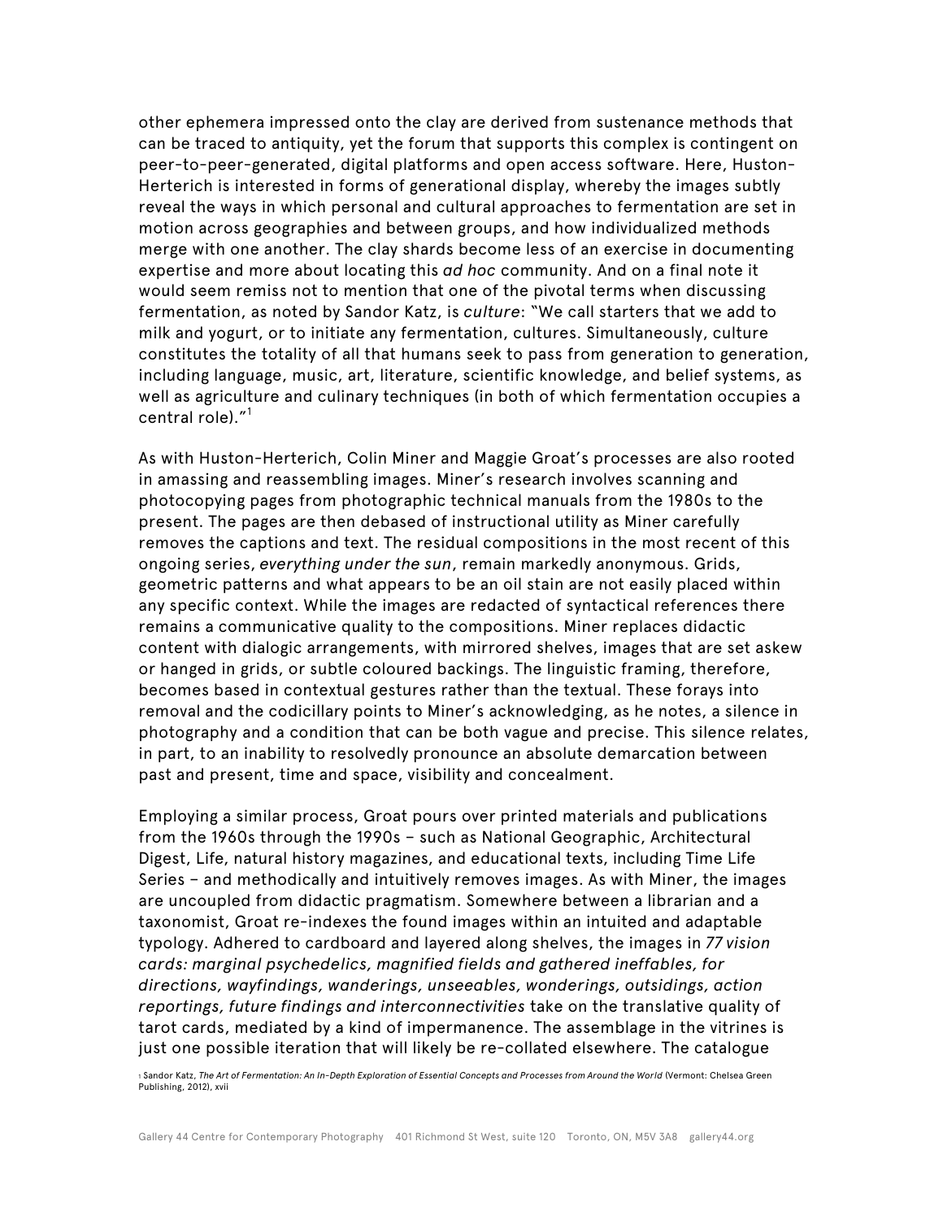other ephemera impressed onto the clay are derived from sustenance methods that can be traced to antiquity, yet the forum that supports this complex is contingent on peer-to-peer-generated, digital platforms and open access software. Here, Huston-Herterich is interested in forms of generational display, whereby the images subtly reveal the ways in which personal and cultural approaches to fermentation are set in motion across geographies and between groups, and how individualized methods merge with one another. The clay shards become less of an exercise in documenting expertise and more about locating this *ad hoc* community. And on a final note it would seem remiss not to mention that one of the pivotal terms when discussing fermentation, as noted by Sandor Katz, is *culture*: "We call starters that we add to milk and yogurt, or to initiate any fermentation, cultures. Simultaneously, culture constitutes the totality of all that humans seek to pass from generation to generation, including language, music, art, literature, scientific knowledge, and belief systems, as well as agriculture and culinary techniques (in both of which fermentation occupies a central role)."[1]

As with Huston-Herterich, Colin Miner and Maggie Groat's processes are also rooted in amassing and reassembling images. Miner's research involves scanning and photocopying pages from photographic technical manuals from the 1980s to the present. The pages are then debased of instructional utility as Miner carefully removes the captions and text. The residual compositions in the most recent of this ongoing series, *everything under the sun*, remain markedly anonymous. Grids, geometric patterns and what appears to be an oil stain are not easily placed within any specific context. While the images are redacted of syntactical references there remains a communicative quality to the compositions. Miner replaces didactic content with dialogic arrangements, with mirrored shelves, images that are set askew or hanged in grids, or subtle coloured backings. The linguistic framing, therefore, becomes based in contextual gestures rather than the textual. These forays into removal and the codicillary points to Miner's acknowledging, as he notes, a silence in photography and a condition that can be both vague and precise. This silence relates, in part, to an inability to resolvedly pronounce an absolute demarcation between past and present, time and space, visibility and concealment.

Employing a similar process, Groat pours over printed materials and publications from the 1960s through the 1990s – such as National Geographic, Architectural Digest, Life, natural history magazines, and educational texts, including Time Life Series – and methodically and intuitively removes images. As with Miner, the images are uncoupled from didactic pragmatism. Somewhere between a librarian and a taxonomist, Groat re-indexes the found images within an intuited and adaptable typology. Adhered to cardboard and layered along shelves, the images in *77 vision cards: marginal psychedelics, magnified fields and gathered ineffables, for directions, wayfindings, wanderings, unseeables, wonderings, outsidings, action reportings, future findings and interconnectivities* take on the translative quality of tarot cards, mediated by a kind of impermanence. The assemblage in the vitrines is just one possible iteration that will likely be re-collated elsewhere. The catalogue

[1] Sandor Katz, *The Art of Fermentation: An In-Depth Exploration of Essential Concepts and Processes from Around the World* (Vermont: Chelsea Green Publishing, 2012), xvii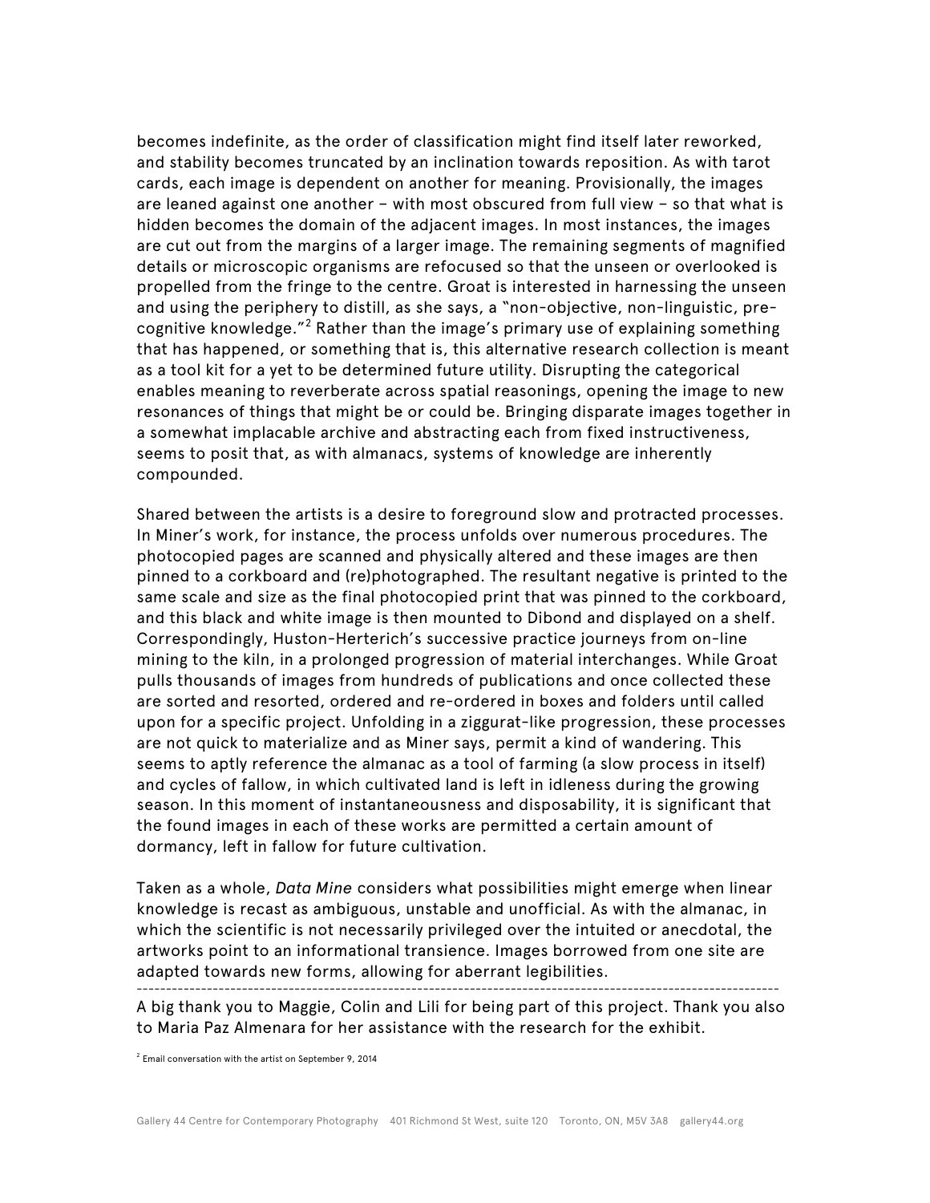becomes indefinite, as the order of classification might find itself later reworked, and stability becomes truncated by an inclination towards reposition. As with tarot cards, each image is dependent on another for meaning. Provisionally, the images are leaned against one another – with most obscured from full view – so that what is hidden becomes the domain of the adjacent images. In most instances, the images are cut out from the margins of a larger image. The remaining segments of magnified details or microscopic organisms are refocused so that the unseen or overlooked is propelled from the fringe to the centre. Groat is interested in harnessing the unseen and using the periphery to distill, as she says, a "non-objective, non-linguistic, pre-cognitive knowledge."[2] Rather than the image's primary use of explaining something that has happened, or something that is, this alternative research collection is meant as a tool kit for a yet to be determined future utility. Disrupting the categorical enables meaning to reverberate across spatial reasonings, opening the image to new resonances of things that might be or could be. Bringing disparate images together in a somewhat implacable archive and abstracting each from fixed instructiveness, seems to posit that, as with almanacs, systems of knowledge are inherently compounded.

Shared between the artists is a desire to foreground slow and protracted processes. In Miner's work, for instance, the process unfolds over numerous procedures. The photocopied pages are scanned and physically altered and these images are then pinned to a corkboard and (re)photographed. The resultant negative is printed to the same scale and size as the final photocopied print that was pinned to the corkboard, and this black and white image is then mounted to Dibond and displayed on a shelf. Correspondingly, Huston-Herterich's successive practice journeys from on-line mining to the kiln, in a prolonged progression of material interchanges. While Groat pulls thousands of images from hundreds of publications and once collected these are sorted and resorted, ordered and re-ordered in boxes and folders until called upon for a specific project. Unfolding in a ziggurat-like progression, these processes are not quick to materialize and as Miner says, permit a kind of wandering. This seems to aptly reference the almanac as a tool of farming (a slow process in itself) and cycles of fallow, in which cultivated land is left in idleness during the growing season. In this moment of instantaneousness and disposability, it is significant that the found images in each of these works are permitted a certain amount of dormancy, left in fallow for future cultivation.

Taken as a whole, *Data Mine* considers what possibilities might emerge when linear knowledge is recast as ambiguous, unstable and unofficial. As with the almanac, in which the scientific is not necessarily privileged over the intuited or anecdotal, the artworks point to an informational transience. Images borrowed from one site are adapted towards new forms, allowing for aberrant legibilities.

---

A big thank you to Maggie, Colin and Lili for being part of this project. Thank you also to Maria Paz Almenara for her assistance with the research for the exhibit.

[2] Email conversation with the artist on September 9, 2014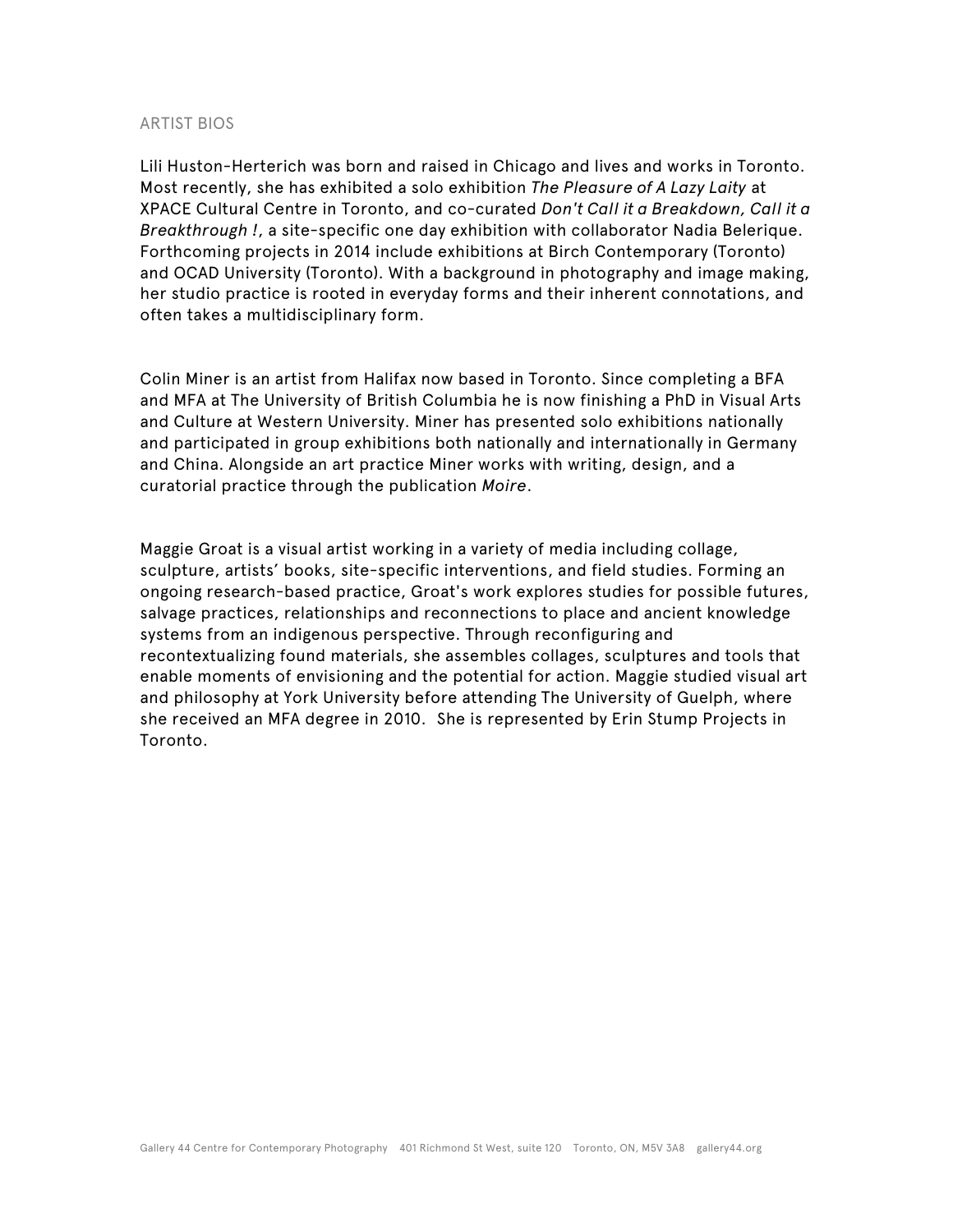## ARTIST BIOS

Lili Huston-Herterich was born and raised in Chicago and lives and works in Toronto. Most recently, she has exhibited a solo exhibition *The Pleasure of A Lazy Laity* at XPACE Cultural Centre in Toronto, and co-curated *Don't Call it a Breakdown, Call it a Breakthrough !*, a site-specific one day exhibition with collaborator Nadia Belerique. Forthcoming projects in 2014 include exhibitions at Birch Contemporary (Toronto) and OCAD University (Toronto). With a background in photography and image making, her studio practice is rooted in everyday forms and their inherent connotations, and often takes a multidisciplinary form.

Colin Miner is an artist from Halifax now based in Toronto. Since completing a BFA and MFA at The University of British Columbia he is now finishing a PhD in Visual Arts and Culture at Western University. Miner has presented solo exhibitions nationally and participated in group exhibitions both nationally and internationally in Germany and China. Alongside an art practice Miner works with writing, design, and a curatorial practice through the publication *Moire*.

Maggie Groat is a visual artist working in a variety of media including collage, sculpture, artists' books, site-specific interventions, and field studies. Forming an ongoing research-based practice, Groat's work explores studies for possible futures, salvage practices, relationships and reconnections to place and ancient knowledge systems from an indigenous perspective. Through reconfiguring and recontextualizing found materials, she assembles collages, sculptures and tools that enable moments of envisioning and the potential for action. Maggie studied visual art and philosophy at York University before attending The University of Guelph, where she received an MFA degree in 2010. She is represented by Erin Stump Projects in Toronto.